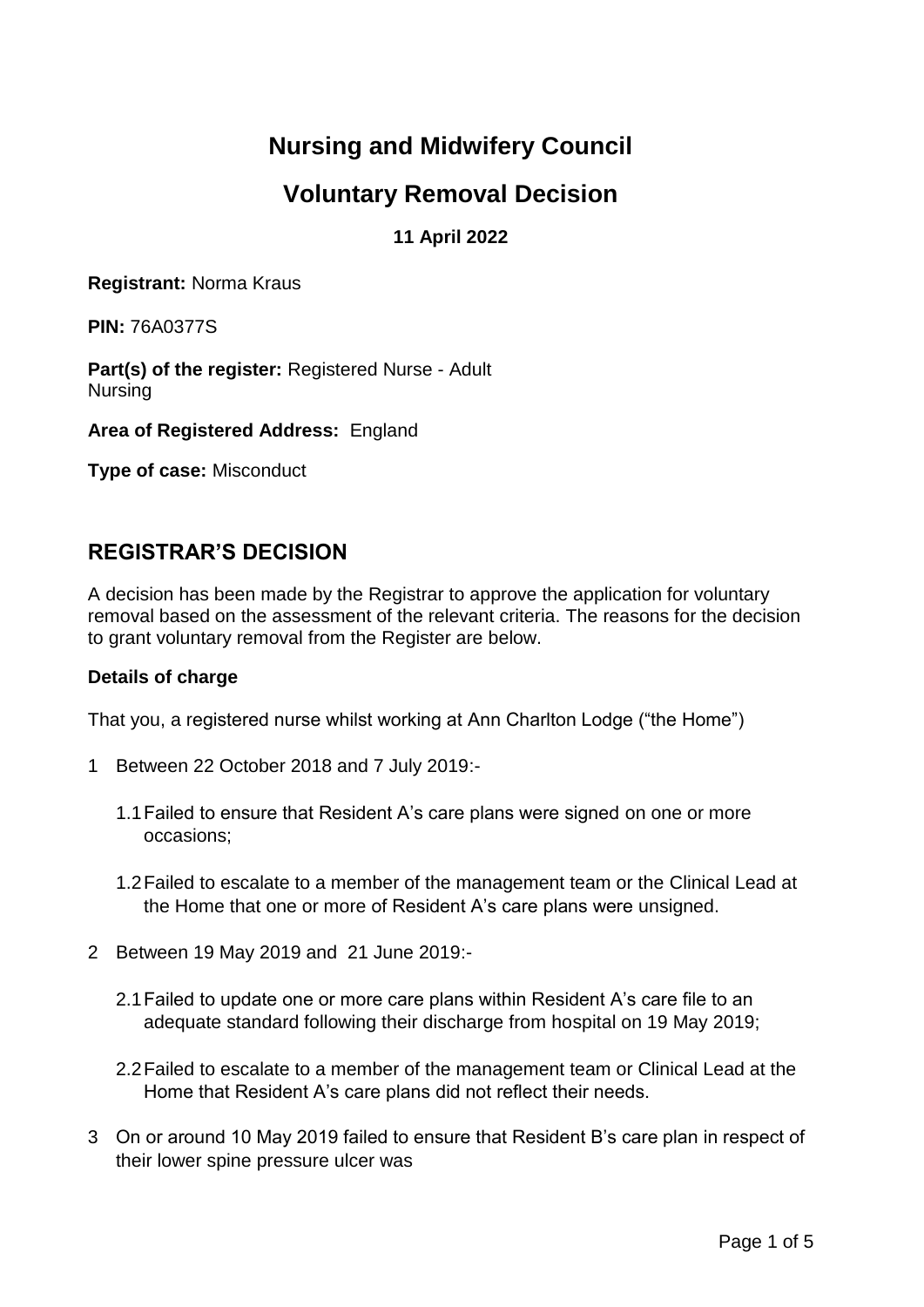# Nursing and Midwifery Council

## Voluntary Removal Decision

**11 April 2022**

**Registrant:** Norma Kraus

**PIN:** 76A0377S

**Part(s) of the register:** Registered Nurse - Adult Nursing

**Area of Registered Address:** England

**Type of case:** Misconduct

## REGISTRAR'S DECISION

A decision has been made by the Registrar to approve the application for voluntary removal based on the assessment of the relevant criteria. The reasons for the decision to grant voluntary removal from the Register are below.

**Details of charge**

That you, a registered nurse whilst working at Ann Charlton Lodge ("the Home")

1 Between 22 October 2018 and 7 July 2019:-

   1.1 Failed to ensure that Resident A's care plans were signed on one or more occasions;

   1.2 Failed to escalate to a member of the management team or the Clinical Lead at the Home that one or more of Resident A's care plans were unsigned.

2 Between 19 May 2019 and 21 June 2019:-

   2.1 Failed to update one or more care plans within Resident A's care file to an adequate standard following their discharge from hospital on 19 May 2019;

   2.2 Failed to escalate to a member of the management team or Clinical Lead at the Home that Resident A's care plans did not reflect their needs.

3 On or around 10 May 2019 failed to ensure that Resident B's care plan in respect of their lower spine pressure ulcer was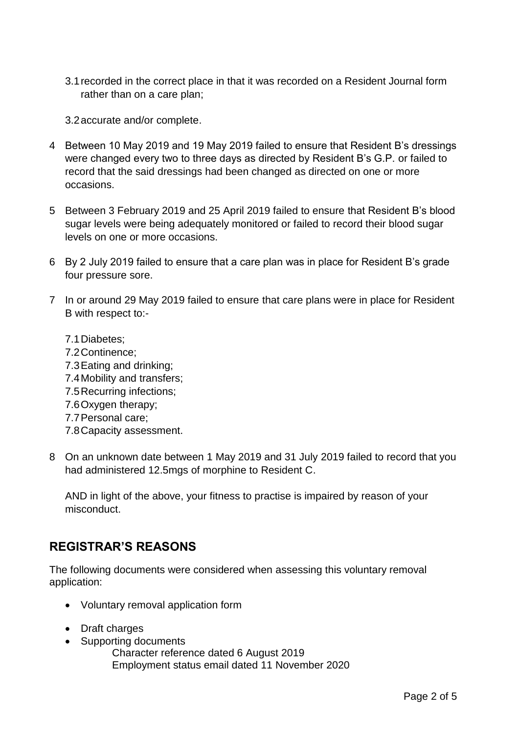3.1 recorded in the correct place in that it was recorded on a Resident Journal form rather than on a care plan;

3.2 accurate and/or complete.

4 Between 10 May 2019 and 19 May 2019 failed to ensure that Resident B's dressings were changed every two to three days as directed by Resident B's G.P. or failed to record that the said dressings had been changed as directed on one or more occasions.

5 Between 3 February 2019 and 25 April 2019 failed to ensure that Resident B's blood sugar levels were being adequately monitored or failed to record their blood sugar levels on one or more occasions.

6 By 2 July 2019 failed to ensure that a care plan was in place for Resident B's grade four pressure sore.

7 In or around 29 May 2019 failed to ensure that care plans were in place for Resident B with respect to:-

7.1 Diabetes;
7.2 Continence;
7.3 Eating and drinking;
7.4 Mobility and transfers;
7.5 Recurring infections;
7.6 Oxygen therapy;
7.7 Personal care;
7.8 Capacity assessment.

8 On an unknown date between 1 May 2019 and 31 July 2019 failed to record that you had administered 12.5mgs of morphine to Resident C.

AND in light of the above, your fitness to practise is impaired by reason of your misconduct.

## REGISTRAR'S REASONS

The following documents were considered when assessing this voluntary removal application:

- Voluntary removal application form
- Draft charges
- Supporting documents
  - Character reference dated 6 August 2019
  - Employment status email dated 11 November 2020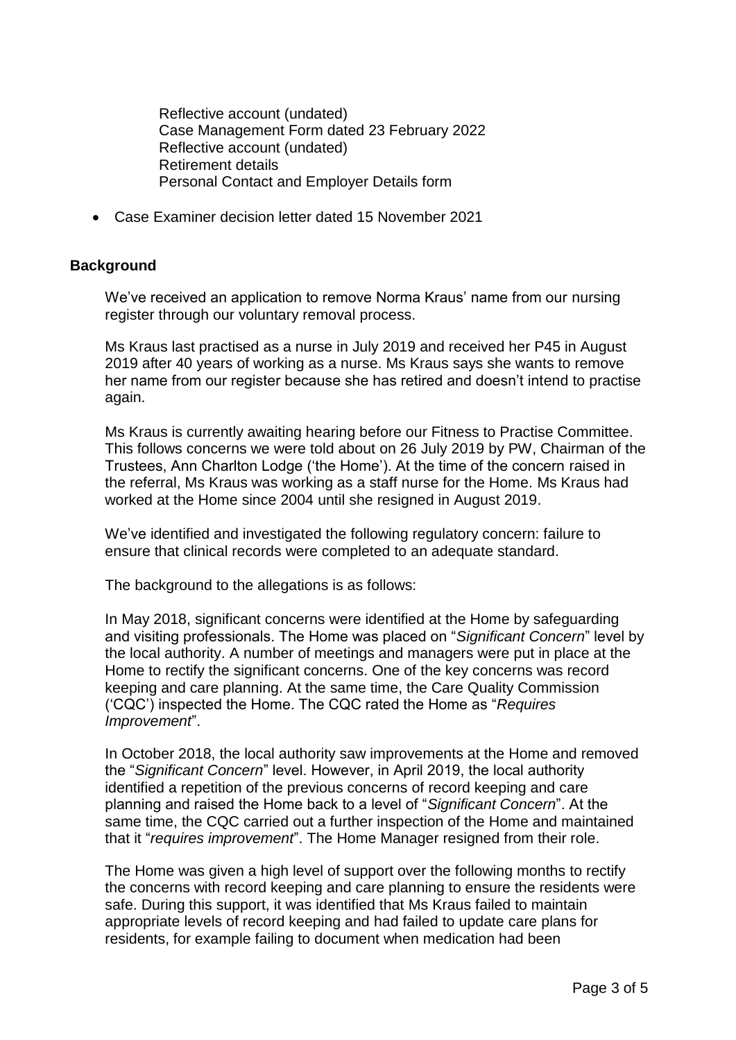Reflective account (undated)
Case Management Form dated 23 February 2022
Reflective account (undated)
Retirement details
Personal Contact and Employer Details form

- Case Examiner decision letter dated 15 November 2021

## Background

We've received an application to remove Norma Kraus' name from our nursing register through our voluntary removal process.

Ms Kraus last practised as a nurse in July 2019 and received her P45 in August 2019 after 40 years of working as a nurse. Ms Kraus says she wants to remove her name from our register because she has retired and doesn't intend to practise again.

Ms Kraus is currently awaiting hearing before our Fitness to Practise Committee. This follows concerns we were told about on 26 July 2019 by PW, Chairman of the Trustees, Ann Charlton Lodge ('the Home'). At the time of the concern raised in the referral, Ms Kraus was working as a staff nurse for the Home. Ms Kraus had worked at the Home since 2004 until she resigned in August 2019.

We've identified and investigated the following regulatory concern: failure to ensure that clinical records were completed to an adequate standard.

The background to the allegations is as follows:

In May 2018, significant concerns were identified at the Home by safeguarding and visiting professionals. The Home was placed on "*Significant Concern*" level by the local authority. A number of meetings and managers were put in place at the Home to rectify the significant concerns. One of the key concerns was record keeping and care planning. At the same time, the Care Quality Commission ('CQC') inspected the Home. The CQC rated the Home as "*Requires Improvement*".

In October 2018, the local authority saw improvements at the Home and removed the "*Significant Concern*" level. However, in April 2019, the local authority identified a repetition of the previous concerns of record keeping and care planning and raised the Home back to a level of "*Significant Concern*". At the same time, the CQC carried out a further inspection of the Home and maintained that it "*requires improvement*". The Home Manager resigned from their role.

The Home was given a high level of support over the following months to rectify the concerns with record keeping and care planning to ensure the residents were safe. During this support, it was identified that Ms Kraus failed to maintain appropriate levels of record keeping and had failed to update care plans for residents, for example failing to document when medication had been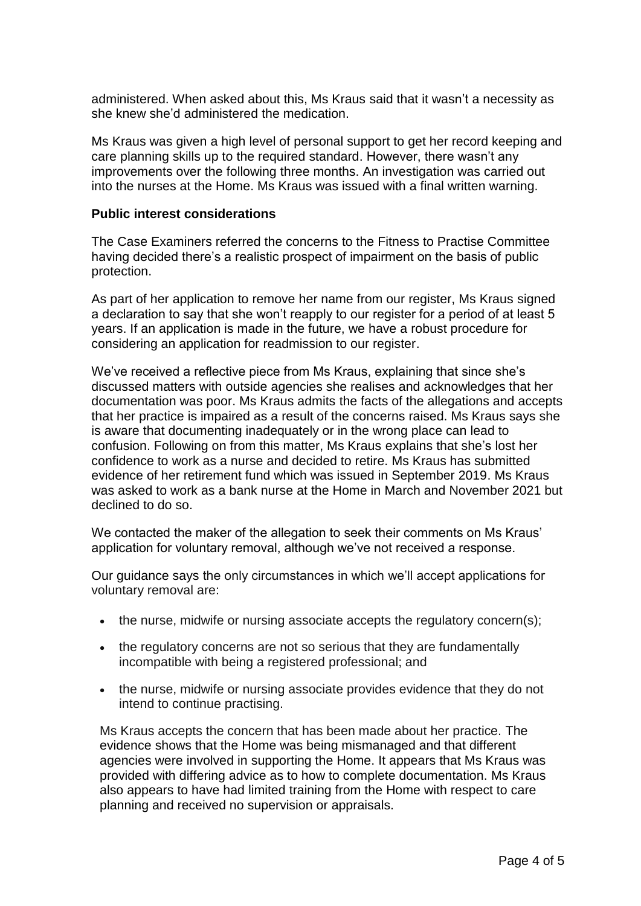administered. When asked about this, Ms Kraus said that it wasn't a necessity as she knew she'd administered the medication.

Ms Kraus was given a high level of personal support to get her record keeping and care planning skills up to the required standard. However, there wasn't any improvements over the following three months. An investigation was carried out into the nurses at the Home. Ms Kraus was issued with a final written warning.

**Public interest considerations**

The Case Examiners referred the concerns to the Fitness to Practise Committee having decided there's a realistic prospect of impairment on the basis of public protection.

As part of her application to remove her name from our register, Ms Kraus signed a declaration to say that she won't reapply to our register for a period of at least 5 years. If an application is made in the future, we have a robust procedure for considering an application for readmission to our register.

We've received a reflective piece from Ms Kraus, explaining that since she's discussed matters with outside agencies she realises and acknowledges that her documentation was poor. Ms Kraus admits the facts of the allegations and accepts that her practice is impaired as a result of the concerns raised. Ms Kraus says she is aware that documenting inadequately or in the wrong place can lead to confusion. Following on from this matter, Ms Kraus explains that she's lost her confidence to work as a nurse and decided to retire. Ms Kraus has submitted evidence of her retirement fund which was issued in September 2019. Ms Kraus was asked to work as a bank nurse at the Home in March and November 2021 but declined to do so.

We contacted the maker of the allegation to seek their comments on Ms Kraus' application for voluntary removal, although we've not received a response.

Our guidance says the only circumstances in which we'll accept applications for voluntary removal are:

- the nurse, midwife or nursing associate accepts the regulatory concern(s);
- the regulatory concerns are not so serious that they are fundamentally incompatible with being a registered professional; and
- the nurse, midwife or nursing associate provides evidence that they do not intend to continue practising.

Ms Kraus accepts the concern that has been made about her practice. The evidence shows that the Home was being mismanaged and that different agencies were involved in supporting the Home. It appears that Ms Kraus was provided with differing advice as to how to complete documentation. Ms Kraus also appears to have had limited training from the Home with respect to care planning and received no supervision or appraisals.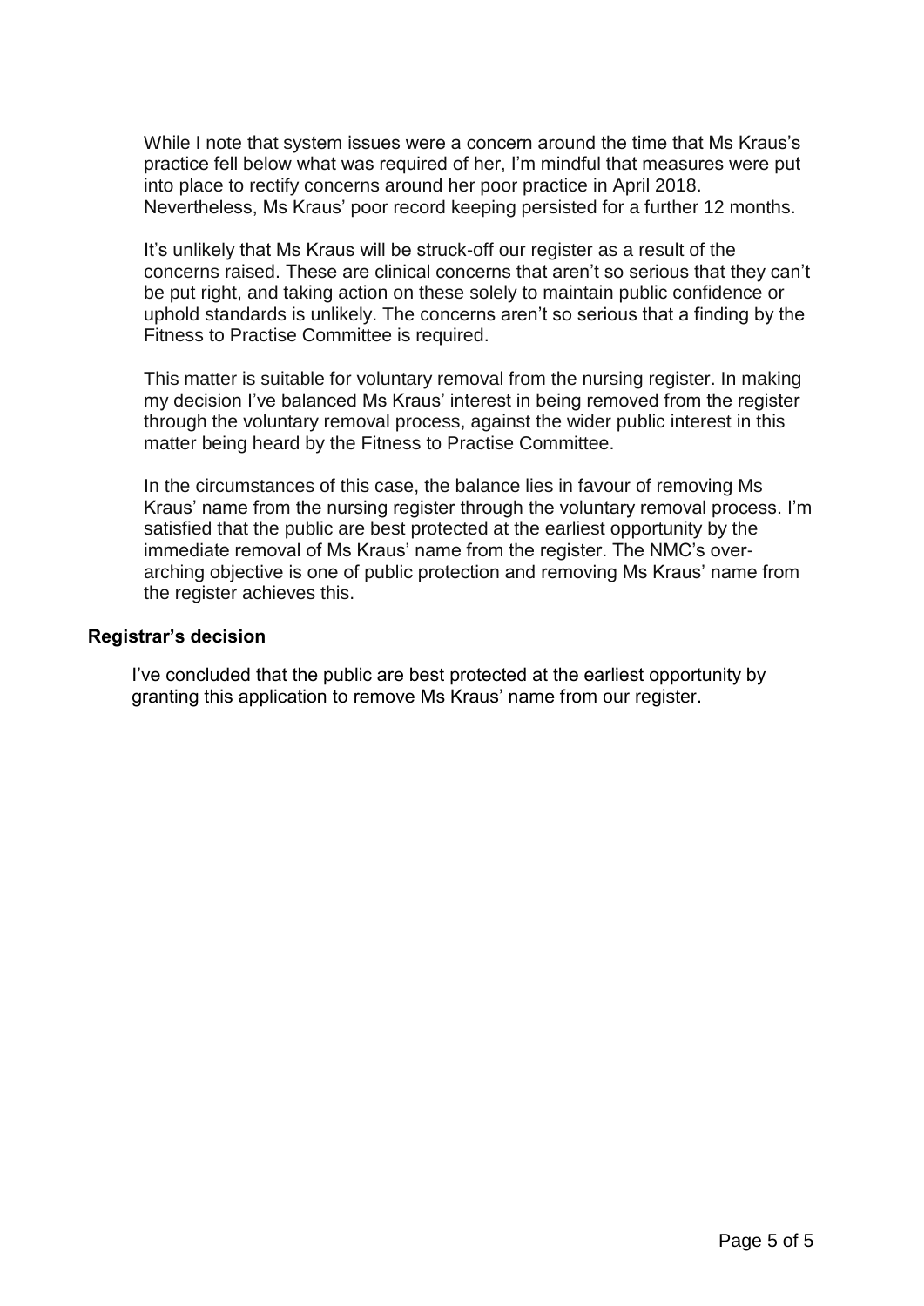While I note that system issues were a concern around the time that Ms Kraus's practice fell below what was required of her, I'm mindful that measures were put into place to rectify concerns around her poor practice in April 2018. Nevertheless, Ms Kraus' poor record keeping persisted for a further 12 months.

It's unlikely that Ms Kraus will be struck-off our register as a result of the concerns raised. These are clinical concerns that aren't so serious that they can't be put right, and taking action on these solely to maintain public confidence or uphold standards is unlikely. The concerns aren't so serious that a finding by the Fitness to Practise Committee is required.

This matter is suitable for voluntary removal from the nursing register. In making my decision I've balanced Ms Kraus' interest in being removed from the register through the voluntary removal process, against the wider public interest in this matter being heard by the Fitness to Practise Committee.

In the circumstances of this case, the balance lies in favour of removing Ms Kraus' name from the nursing register through the voluntary removal process. I'm satisfied that the public are best protected at the earliest opportunity by the immediate removal of Ms Kraus' name from the register. The NMC's over-arching objective is one of public protection and removing Ms Kraus' name from the register achieves this.

### Registrar's decision

I've concluded that the public are best protected at the earliest opportunity by granting this application to remove Ms Kraus' name from our register.